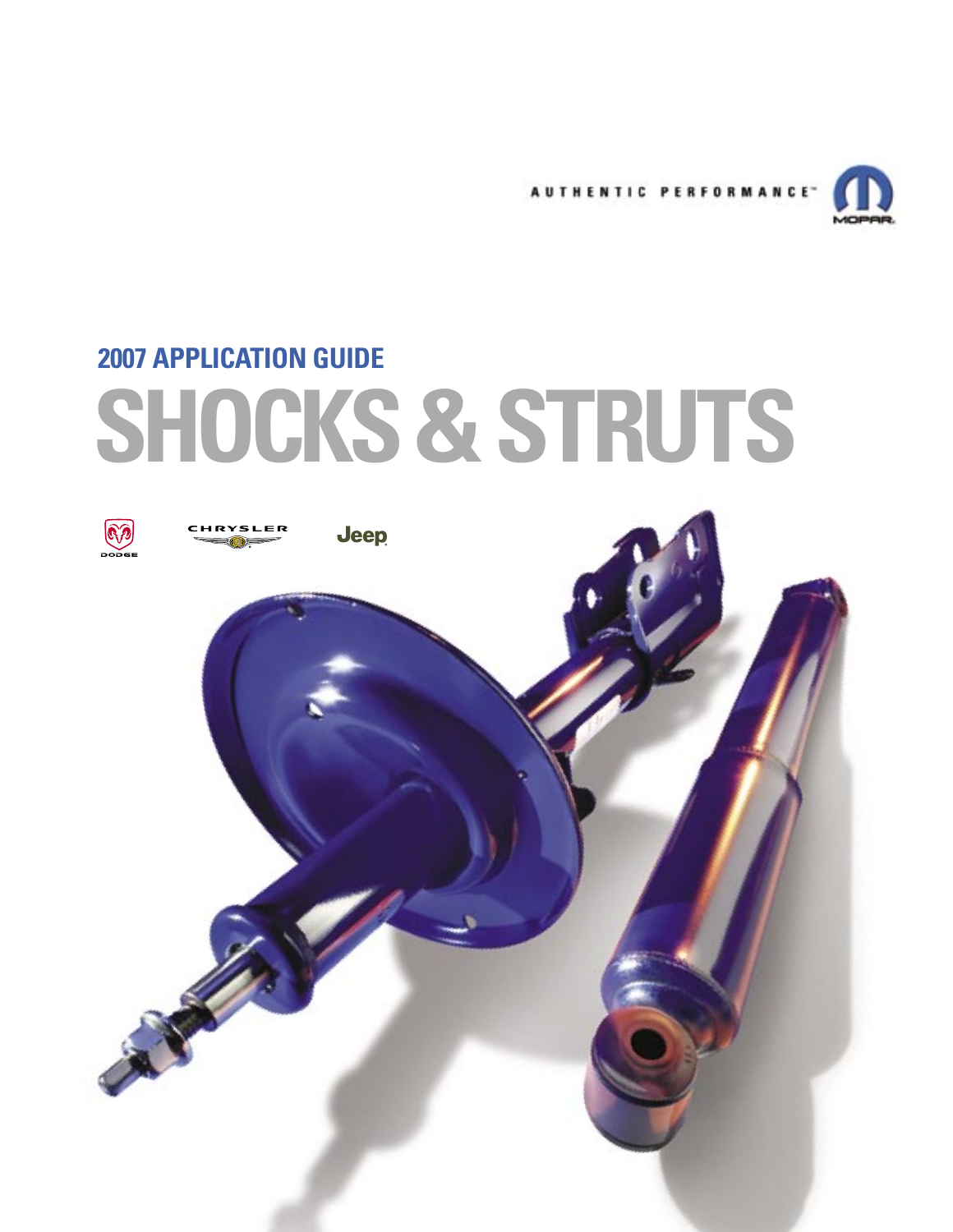AUTHENTIC PERFORMANCE™

MOPAR

## 2007 APPLICATION GUIDE

# SHOCKS & STRUTS

DODGE

CHRYSLER

Jeep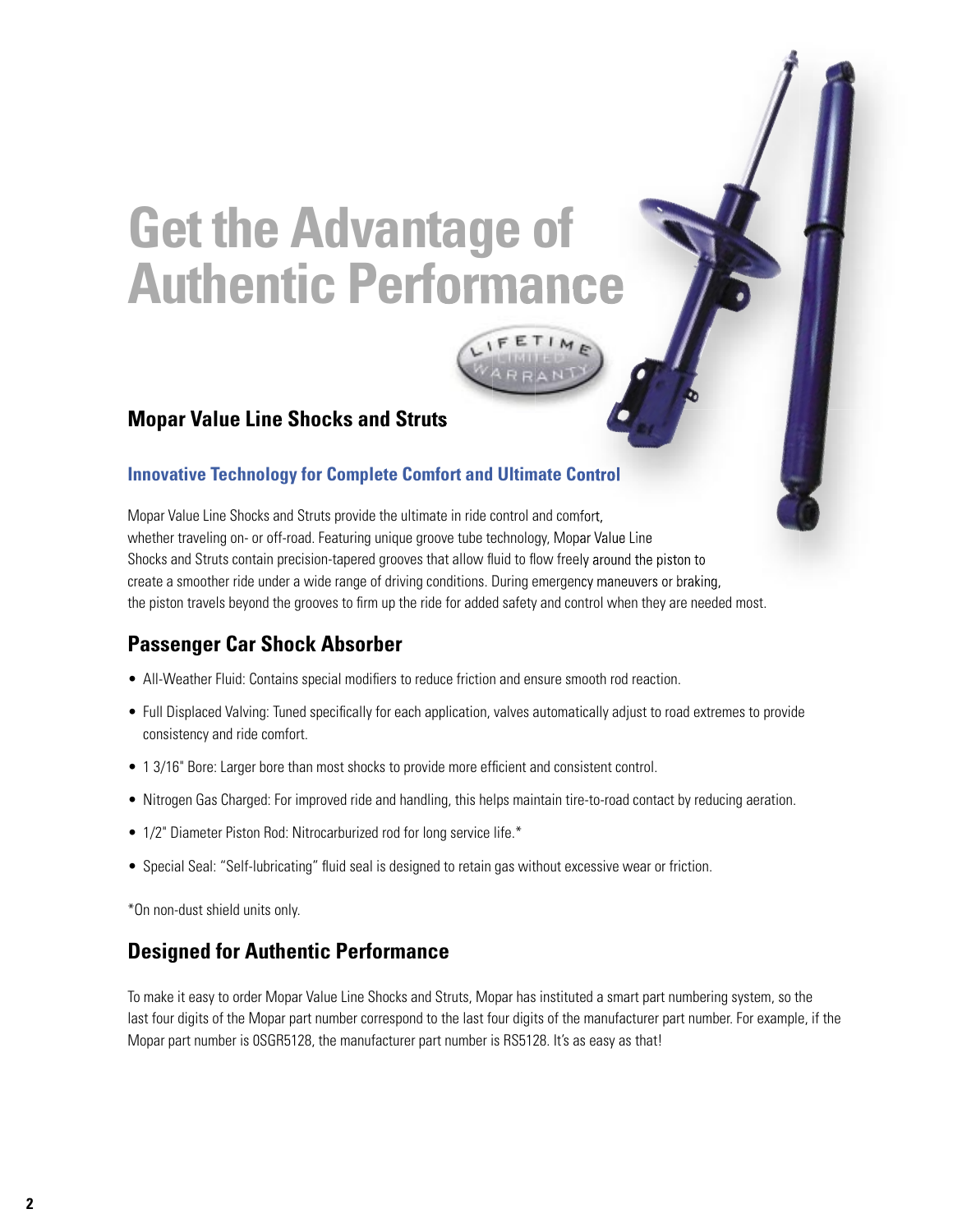# Get the Advantage of Authentic Performance

LIFETIME LIMITED WARRANTY

## Mopar Value Line Shocks and Struts

### Innovative Technology for Complete Comfort and Ultimate Control

Mopar Value Line Shocks and Struts provide the ultimate in ride control and comfort, whether traveling on- or off-road. Featuring unique groove tube technology, Mopar Value Line Shocks and Struts contain precision-tapered grooves that allow fluid to flow freely around the piston to create a smoother ride under a wide range of driving conditions. During emergency maneuvers or braking, the piston travels beyond the grooves to firm up the ride for added safety and control when they are needed most.

## Passenger Car Shock Absorber

- All-Weather Fluid: Contains special modifiers to reduce friction and ensure smooth rod reaction.
- Full Displaced Valving: Tuned specifically for each application, valves automatically adjust to road extremes to provide consistency and ride comfort.
- 1 3/16" Bore: Larger bore than most shocks to provide more efficient and consistent control.
- Nitrogen Gas Charged: For improved ride and handling, this helps maintain tire-to-road contact by reducing aeration.
- 1/2" Diameter Piston Rod: Nitrocarburized rod for long service life.*
- Special Seal: "Self-lubricating" fluid seal is designed to retain gas without excessive wear or friction.

*On non-dust shield units only.

## Designed for Authentic Performance

To make it easy to order Mopar Value Line Shocks and Struts, Mopar has instituted a smart part numbering system, so the last four digits of the Mopar part number correspond to the last four digits of the manufacturer part number. For example, if the Mopar part number is 0SGR5128, the manufacturer part number is RS5128. It's as easy as that!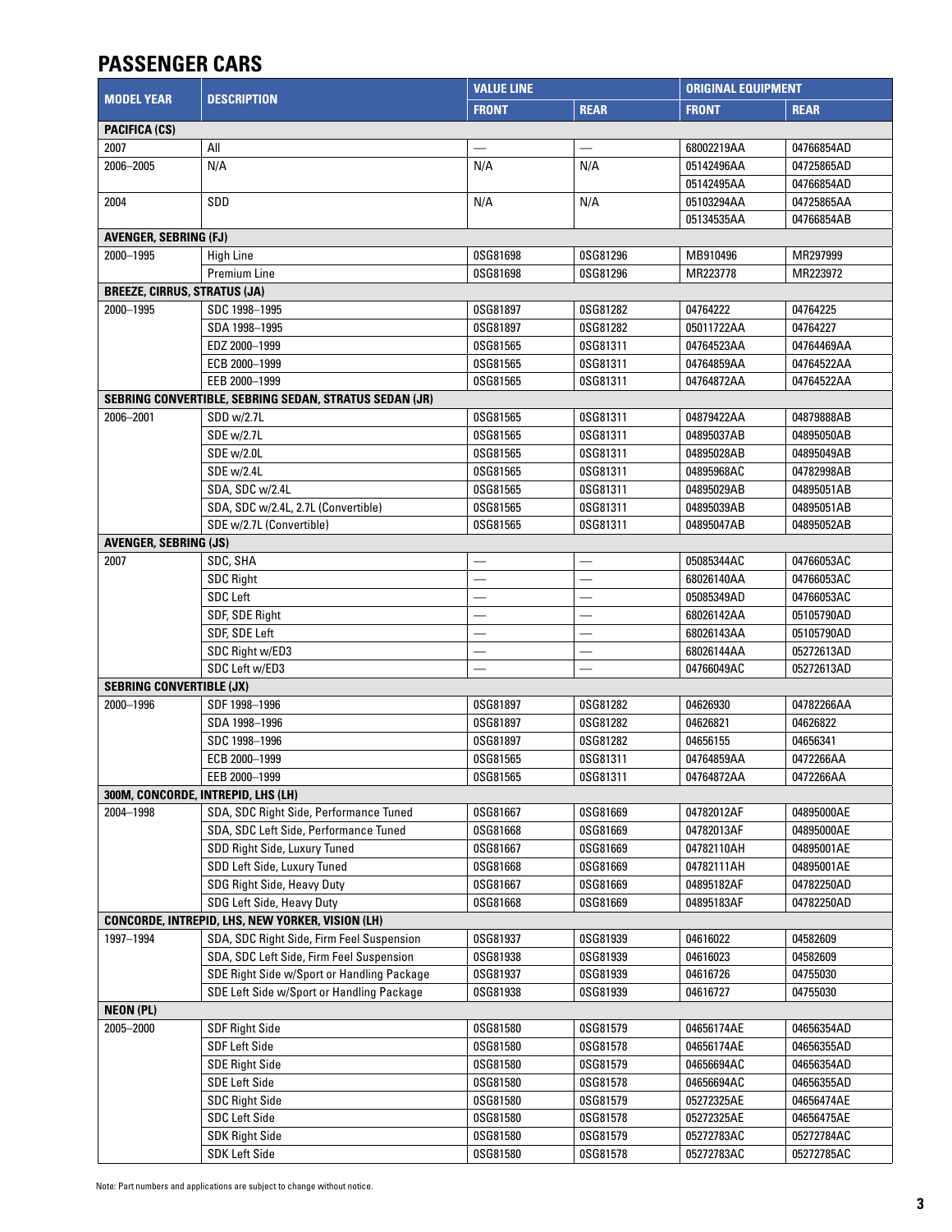## PASSENGER CARS

| MODEL YEAR | DESCRIPTION | VALUE LINE | | ORIGINAL EQUIPMENT | |
|---|---|---|---|---|---|
| | | FRONT | REAR | FRONT | REAR |
| **PACIFICA (CS)** | | | | | |
| 2007 | All | — | — | 68002219AA | 04766854AD |
| 2006–2005 | N/A | N/A | N/A | 05142496AA | 04725865AD |
| | | | | 05142495AA | 04766854AD |
| 2004 | SDD | N/A | N/A | 05103294AA | 04725865AA |
| | | | | 05134535AA | 04766854AB |
| **AVENGER, SEBRING (FJ)** | | | | | |
| 2000–1995 | High Line | 0SG81698 | 0SG81296 | MB910496 | MR297999 |
| | Premium Line | 0SG81698 | 0SG81296 | MR223778 | MR223972 |
| **BREEZE, CIRRUS, STRATUS (JA)** | | | | | |
| 2000–1995 | SDC 1998–1995 | 0SG81897 | 0SG81282 | 04764222 | 04764225 |
| | SDA 1998–1995 | 0SG81897 | 0SG81282 | 05011722AA | 04764227 |
| | EDZ 2000–1999 | 0SG81565 | 0SG81311 | 04764523AA | 04764469AA |
| | ECB 2000–1999 | 0SG81565 | 0SG81311 | 04764859AA | 04764522AA |
| | EEB 2000–1999 | 0SG81565 | 0SG81311 | 04764872AA | 04764522AA |
| **SEBRING CONVERTIBLE, SEBRING SEDAN, STRATUS SEDAN (JR)** | | | | | |
| 2006–2001 | SDD w/2.7L | 0SG81565 | 0SG81311 | 04879422AA | 04879888AB |
| | SDE w/2.7L | 0SG81565 | 0SG81311 | 04895037AB | 04895050AB |
| | SDE w/2.0L | 0SG81565 | 0SG81311 | 04895028AB | 04895049AB |
| | SDE w/2.4L | 0SG81565 | 0SG81311 | 04895968AC | 04782998AB |
| | SDA, SDC w/2.4L | 0SG81565 | 0SG81311 | 04895029AB | 04895051AB |
| | SDA, SDC w/2.4L, 2.7L (Convertible) | 0SG81565 | 0SG81311 | 04895039AB | 04895051AB |
| | SDE w/2.7L (Convertible) | 0SG81565 | 0SG81311 | 04895047AB | 04895052AB |
| **AVENGER, SEBRING (JS)** | | | | | |
| 2007 | SDC, SHA | — | — | 05085344AC | 04766053AC |
| | SDC Right | — | — | 68026140AA | 04766053AC |
| | SDC Left | — | — | 05085349AD | 04766053AC |
| | SDF, SDE Right | — | — | 68026142AA | 05105790AD |
| | SDF, SDE Left | — | — | 68026143AA | 05105790AD |
| | SDC Right w/ED3 | — | — | 68026144AA | 05272613AD |
| | SDC Left w/ED3 | — | — | 04766049AC | 05272613AD |
| **SEBRING CONVERTIBLE (JX)** | | | | | |
| 2000–1996 | SDF 1998–1996 | 0SG81897 | 0SG81282 | 04626930 | 04782266AA |
| | SDA 1998–1996 | 0SG81897 | 0SG81282 | 04626821 | 04626822 |
| | SDC 1998–1996 | 0SG81897 | 0SG81282 | 04656155 | 04656341 |
| | ECB 2000–1999 | 0SG81565 | 0SG81311 | 04764859AA | 0472266AA |
| | EEB 2000–1999 | 0SG81565 | 0SG81311 | 04764872AA | 0472266AA |
| **300M, CONCORDE, INTREPID, LHS (LH)** | | | | | |
| 2004–1998 | SDA, SDC Right Side, Performance Tuned | 0SG81667 | 0SG81669 | 04782012AF | 04895000AE |
| | SDA, SDC Left Side, Performance Tuned | 0SG81668 | 0SG81669 | 04782013AF | 04895000AE |
| | SDD Right Side, Luxury Tuned | 0SG81667 | 0SG81669 | 04782110AH | 04895001AE |
| | SDD Left Side, Luxury Tuned | 0SG81668 | 0SG81669 | 04782111AH | 04895001AE |
| | SDG Right Side, Heavy Duty | 0SG81667 | 0SG81669 | 04895182AF | 04782250AD |
| | SDG Left Side, Heavy Duty | 0SG81668 | 0SG81669 | 04895183AF | 04782250AD |
| **CONCORDE, INTREPID, LHS, NEW YORKER, VISION (LH)** | | | | | |
| 1997–1994 | SDA, SDC Right Side, Firm Feel Suspension | 0SG81937 | 0SG81939 | 04616022 | 04582609 |
| | SDA, SDC Left Side, Firm Feel Suspension | 0SG81938 | 0SG81939 | 04616023 | 04582609 |
| | SDE Right Side w/Sport or Handling Package | 0SG81937 | 0SG81939 | 04616726 | 04755030 |
| | SDE Left Side w/Sport or Handling Package | 0SG81938 | 0SG81939 | 04616727 | 04755030 |
| **NEON (PL)** | | | | | |
| 2005–2000 | SDF Right Side | 0SG81580 | 0SG81579 | 04656174AE | 04656354AD |
| | SDF Left Side | 0SG81580 | 0SG81578 | 04656174AE | 04656355AD |
| | SDE Right Side | 0SG81580 | 0SG81579 | 04656694AC | 04656354AD |
| | SDE Left Side | 0SG81580 | 0SG81578 | 04656694AC | 04656355AD |
| | SDC Right Side | 0SG81580 | 0SG81579 | 05272325AE | 04656474AE |
| | SDC Left Side | 0SG81580 | 0SG81578 | 05272325AE | 04656475AE |
| | SDK Right Side | 0SG81580 | 0SG81579 | 05272783AC | 05272784AC |
| | SDK Left Side | 0SG81580 | 0SG81578 | 05272783AC | 05272785AC |

Note: Part numbers and applications are subject to change without notice.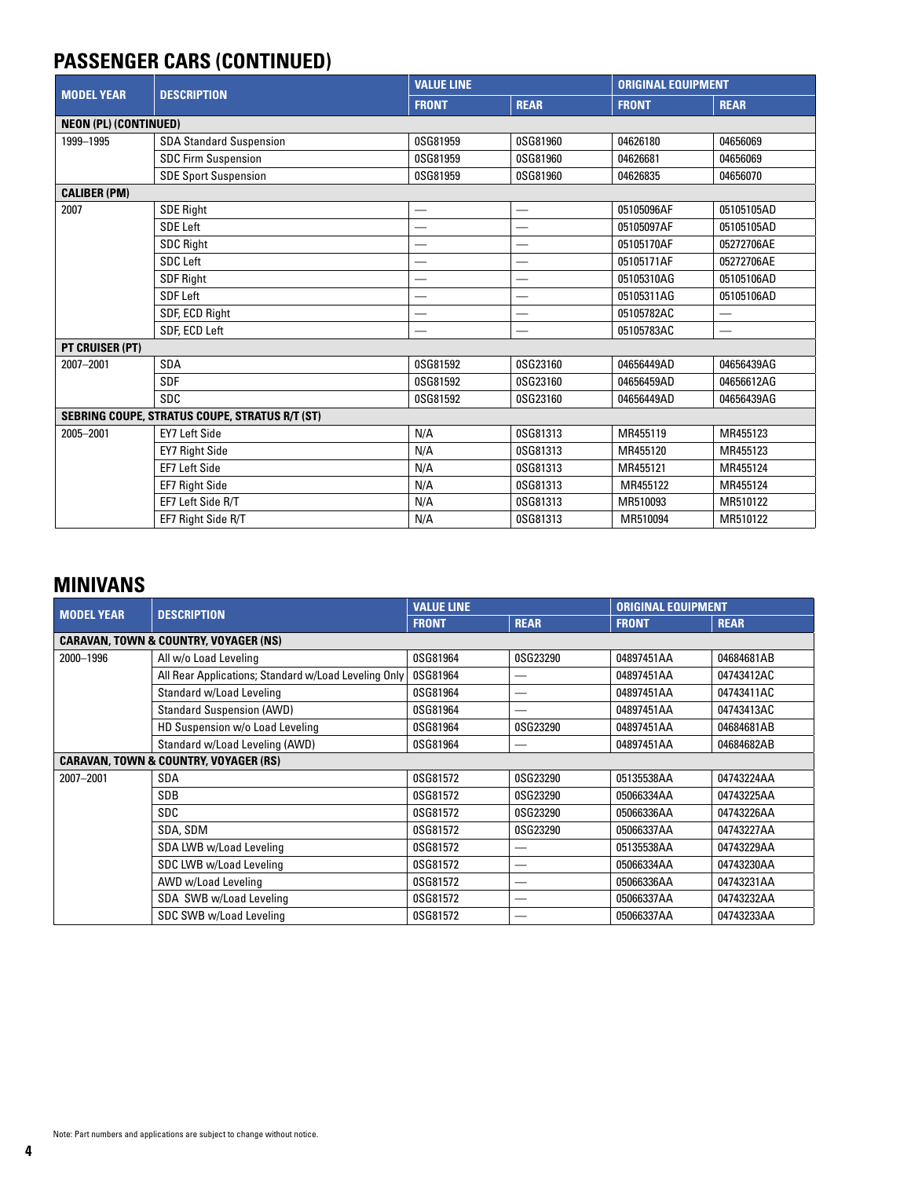# PASSENGER CARS (CONTINUED)

| MODEL YEAR | DESCRIPTION | VALUE LINE | | ORIGINAL EQUIPMENT | |
|---|---|---|---|---|---|
| | | FRONT | REAR | FRONT | REAR |
| **NEON (PL) (CONTINUED)** | | | | | |
| 1999–1995 | SDA Standard Suspension | 0SG81959 | 0SG81960 | 04626180 | 04656069 |
| | SDC Firm Suspension | 0SG81959 | 0SG81960 | 04626681 | 04656069 |
| | SDE Sport Suspension | 0SG81959 | 0SG81960 | 04626835 | 04656070 |
| **CALIBER (PM)** | | | | | |
| 2007 | SDE Right | — | — | 05105096AF | 05105105AD |
| | SDE Left | — | — | 05105097AF | 05105105AD |
| | SDC Right | — | — | 05105170AF | 05272706AE |
| | SDC Left | — | — | 05105171AF | 05272706AE |
| | SDF Right | — | — | 05105310AG | 05105106AD |
| | SDF Left | — | — | 05105311AG | 05105106AD |
| | SDF, ECD Right | — | — | 05105782AC | — |
| | SDF, ECD Left | — | — | 05105783AC | — |
| **PT CRUISER (PT)** | | | | | |
| 2007–2001 | SDA | 0SG81592 | 0SG23160 | 04656449AD | 04656439AG |
| | SDF | 0SG81592 | 0SG23160 | 04656459AD | 04656612AG |
| | SDC | 0SG81592 | 0SG23160 | 04656449AD | 04656439AG |
| **SEBRING COUPE, STRATUS COUPE, STRATUS R/T (ST)** | | | | | |
| 2005–2001 | EY7 Left Side | N/A | 0SG81313 | MR455119 | MR455123 |
| | EY7 Right Side | N/A | 0SG81313 | MR455120 | MR455123 |
| | EF7 Left Side | N/A | 0SG81313 | MR455121 | MR455124 |
| | EF7 Right Side | N/A | 0SG81313 | MR455122 | MR455124 |
| | EF7 Left Side R/T | N/A | 0SG81313 | MR510093 | MR510122 |
| | EF7 Right Side R/T | N/A | 0SG81313 | MR510094 | MR510122 |

# MINIVANS

| MODEL YEAR | DESCRIPTION | VALUE LINE | | ORIGINAL EQUIPMENT | |
|---|---|---|---|---|---|
| | | FRONT | REAR | FRONT | REAR |
| **CARAVAN, TOWN & COUNTRY, VOYAGER (NS)** | | | | | |
| 2000–1996 | All w/o Load Leveling | 0SG81964 | 0SG23290 | 04897451AA | 04684681AB |
| | All Rear Applications; Standard w/Load Leveling Only | 0SG81964 | — | 04897451AA | 04743412AC |
| | Standard w/Load Leveling | 0SG81964 | — | 04897451AA | 04743411AC |
| | Standard Suspension (AWD) | 0SG81964 | — | 04897451AA | 04743413AC |
| | HD Suspension w/o Load Leveling | 0SG81964 | 0SG23290 | 04897451AA | 04684681AB |
| | Standard w/Load Leveling (AWD) | 0SG81964 | — | 04897451AA | 04684682AB |
| **CARAVAN, TOWN & COUNTRY, VOYAGER (RS)** | | | | | |
| 2007–2001 | SDA | 0SG81572 | 0SG23290 | 05135538AA | 04743224AA |
| | SDB | 0SG81572 | 0SG23290 | 05066334AA | 04743225AA |
| | SDC | 0SG81572 | 0SG23290 | 05066336AA | 04743226AA |
| | SDA, SDM | 0SG81572 | 0SG23290 | 05066337AA | 04743227AA |
| | SDA LWB w/Load Leveling | 0SG81572 | — | 05135538AA | 04743229AA |
| | SDC LWB w/Load Leveling | 0SG81572 | — | 05066334AA | 04743230AA |
| | AWD w/Load Leveling | 0SG81572 | — | 05066336AA | 04743231AA |
| | SDA SWB w/Load Leveling | 0SG81572 | — | 05066337AA | 04743232AA |
| | SDC SWB w/Load Leveling | 0SG81572 | — | 05066337AA | 04743233AA |

Note: Part numbers and applications are subject to change without notice.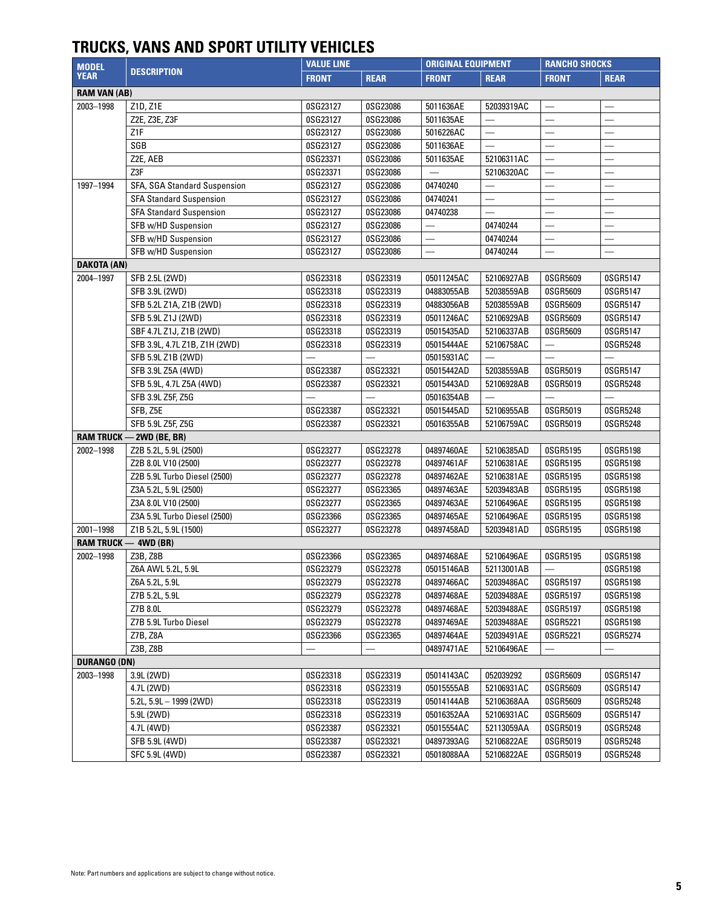# TRUCKS, VANS AND SPORT UTILITY VEHICLES

| MODEL YEAR | DESCRIPTION | VALUE LINE | | ORIGINAL EQUIPMENT | | RANCHO SHOCKS | |
|---|---|---|---|---|---|---|---|
| | | FRONT | REAR | FRONT | REAR | FRONT | REAR |
| **RAM VAN (AB)** | | | | | | | |
| 2003–1998 | Z1D, Z1E | 0SG23127 | 0SG23086 | 5011636AE | 52039319AC | — | — |
| | Z2E, Z3E, Z3F | 0SG23127 | 0SG23086 | 5011635AE | — | — | — |
| | Z1F | 0SG23127 | 0SG23086 | 5016226AC | — | — | — |
| | SGB | 0SG23127 | 0SG23086 | 5011636AE | — | — | — |
| | Z2E, AEB | 0SG23371 | 0SG23086 | 5011635AE | 52106311AC | — | — |
| | Z3F | 0SG23371 | 0SG23086 | — | 52106320AC | — | — |
| 1997–1994 | SFA, SGA Standard Suspension | 0SG23127 | 0SG23086 | 04740240 | — | — | — |
| | SFA Standard Suspension | 0SG23127 | 0SG23086 | 04740241 | — | — | — |
| | SFA Standard Suspension | 0SG23127 | 0SG23086 | 04740238 | — | — | — |
| | SFB w/HD Suspension | 0SG23127 | 0SG23086 | — | 04740244 | — | — |
| | SFB w/HD Suspension | 0SG23127 | 0SG23086 | — | 04740244 | — | — |
| | SFB w/HD Suspension | 0SG23127 | 0SG23086 | — | 04740244 | — | — |
| **DAKOTA (AN)** | | | | | | | |
| 2004–1997 | SFB 2.5L (2WD) | 0SG23318 | 0SG23319 | 05011245AC | 52106927AB | 0SGR5609 | 0SGR5147 |
| | SFB 3.9L (2WD) | 0SG23318 | 0SG23319 | 04883055AB | 52038559AB | 0SGR5609 | 0SGR5147 |
| | SFB 5.2L Z1A, Z1B (2WD) | 0SG23318 | 0SG23319 | 04883056AB | 52038559AB | 0SGR5609 | 0SGR5147 |
| | SFB 5.9L Z1J (2WD) | 0SG23318 | 0SG23319 | 05011246AC | 52106929AB | 0SGR5609 | 0SGR5147 |
| | SBF 4.7L Z1J, Z1B (2WD) | 0SG23318 | 0SG23319 | 05015435AD | 52106337AB | 0SGR5609 | 0SGR5147 |
| | SFB 3.9L, 4.7L Z1B, Z1H (2WD) | 0SG23318 | 0SG23319 | 05015444AE | 52106758AC | — | 0SGR5248 |
| | SFB 5.9L Z1B (2WD) | — | — | 05015931AC | — | — | — |
| | SFB 3.9L Z5A (4WD) | 0SG23387 | 0SG23321 | 05015442AD | 52038559AB | 0SGR5019 | 0SGR5147 |
| | SFB 5.9L, 4.7L Z5A (4WD) | 0SG23387 | 0SG23321 | 05015443AD | 52106928AB | 0SGR5019 | 0SGR5248 |
| | SFB 3.9L Z5F, Z5G | — | — | 05016354AB | — | — | — |
| | SFB, Z5E | 0SG23387 | 0SG23321 | 05015445AD | 52106955AB | 0SGR5019 | 0SGR5248 |
| | SFB 5.9L Z5F, Z5G | 0SG23387 | 0SG23321 | 05016355AB | 52106759AC | 0SGR5019 | 0SGR5248 |
| **RAM TRUCK — 2WD (BE, BR)** | | | | | | | |
| 2002–1998 | Z2B 5.2L, 5.9L (2500) | 0SG23277 | 0SG23278 | 04897460AE | 52106385AD | 0SGR5195 | 0SGR5198 |
| | Z2B 8.0L V10 (2500) | 0SG23277 | 0SG23278 | 04897461AF | 52106381AE | 0SGR5195 | 0SGR5198 |
| | Z2B 5.9L Turbo Diesel (2500) | 0SG23277 | 0SG23278 | 04897462AE | 52106381AE | 0SGR5195 | 0SGR5198 |
| | Z3A 5.2L, 5.9L (2500) | 0SG23277 | 0SG23365 | 04897463AE | 52039483AB | 0SGR5195 | 0SGR5198 |
| | Z3A 8.0L V10 (2500) | 0SG23277 | 0SG23365 | 04897463AE | 52106496AE | 0SGR5195 | 0SGR5198 |
| | Z3A 5.9L Turbo Diesel (2500) | 0SG23366 | 0SG23365 | 04897465AE | 52106496AE | 0SGR5195 | 0SGR5198 |
| 2001–1998 | Z1B 5.2L, 5.9L (1500) | 0SG23277 | 0SG23278 | 04897458AD | 52039481AD | 0SGR5195 | 0SGR5198 |
| **RAM TRUCK — 4WD (BR)** | | | | | | | |
| 2002–1998 | Z3B, Z8B | 0SG23366 | 0SG23365 | 04897468AE | 52106496AE | 0SGR5195 | 0SGR5198 |
| | Z6A AWL 5.2L, 5.9L | 0SG23279 | 0SG23278 | 05015146AB | 52113001AB | — | 0SGR5198 |
| | Z6A 5.2L, 5.9L | 0SG23279 | 0SG23278 | 04897466AC | 52039486AC | 0SGR5197 | 0SGR5198 |
| | Z7B 5.2L, 5.9L | 0SG23279 | 0SG23278 | 04897468AE | 52039488AE | 0SGR5197 | 0SGR5198 |
| | Z7B 8.0L | 0SG23279 | 0SG23278 | 04897468AE | 52039488AE | 0SGR5197 | 0SGR5198 |
| | Z7B 5.9L Turbo Diesel | 0SG23279 | 0SG23278 | 04897469AE | 52039488AE | 0SGR5221 | 0SGR5198 |
| | Z7B, Z8A | 0SG23366 | 0SG23365 | 04897464AE | 52039491AE | 0SGR5221 | 0SGR5274 |
| | Z3B, Z8B | — | — | 04897471AE | 52106496AE | — | — |
| **DURANGO (DN)** | | | | | | | |
| 2003–1998 | 3.9L (2WD) | 0SG23318 | 0SG23319 | 05014143AC | 052039292 | 0SGR5609 | 0SGR5147 |
| | 4.7L (2WD) | 0SG23318 | 0SG23319 | 05015555AB | 52106931AC | 0SGR5609 | 0SGR5147 |
| | 5.2L, 5.9L – 1999 (2WD) | 0SG23318 | 0SG23319 | 05014144AB | 52106368AA | 0SGR5609 | 0SGR5248 |
| | 5.9L (2WD) | 0SG23318 | 0SG23319 | 05016352AA | 52106931AC | 0SGR5609 | 0SGR5147 |
| | 4.7L (4WD) | 0SG23387 | 0SG23321 | 05015554AC | 52113059AA | 0SGR5019 | 0SGR5248 |
| | SFB 5.9L (4WD) | 0SG23387 | 0SG23321 | 04897393AG | 52106822AE | 0SGR5019 | 0SGR5248 |
| | SFC 5.9L (4WD) | 0SG23387 | 0SG23321 | 05018088AA | 52106822AE | 0SGR5019 | 0SGR5248 |

Note: Part numbers and applications are subject to change without notice.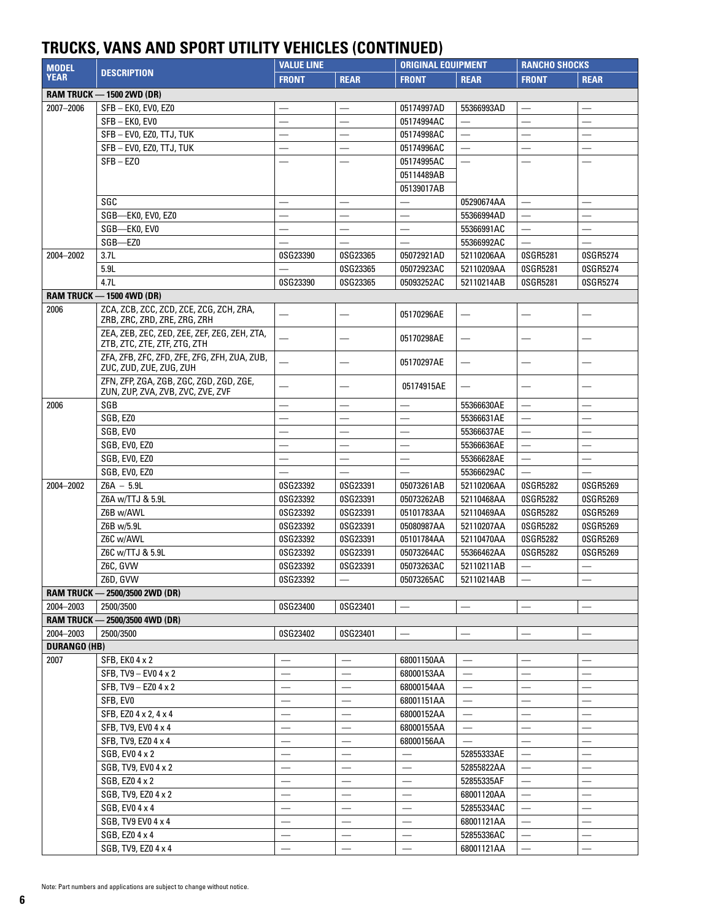# TRUCKS, VANS AND SPORT UTILITY VEHICLES (CONTINUED)

| MODEL YEAR | DESCRIPTION | VALUE LINE | | ORIGINAL EQUIPMENT | | RANCHO SHOCKS | |
|---|---|---|---|---|---|---|---|
| | | FRONT | REAR | FRONT | REAR | FRONT | REAR |
| **RAM TRUCK — 1500 2WD (DR)** | | | | | | | |
| 2007–2006 | SFB – EK0, EV0, EZ0 | — | — | 05174997AD | 55366993AD | — | — |
| | SFB – EK0, EV0 | — | — | 05174994AC | — | — | — |
| | SFB – EV0, EZ0, TTJ, TUK | — | — | 05174998AC | — | — | — |
| | SFB – EV0, EZ0, TTJ, TUK | — | — | 05174996AC | — | — | — |
| | SFB – EZ0 | — | — | 05174995AC | — | — | — |
| | | | | 05114489AB | | | |
| | | | | 05139017AB | | | |
| | SGC | — | — | — | 05290674AA | — | — |
| | SGB—EK0, EV0, EZ0 | — | — | — | 55366994AD | — | — |
| | SGB—EK0, EV0 | — | — | — | 55366991AC | — | — |
| | SGB—EZ0 | — | — | — | 55366992AC | — | — |
| 2004–2002 | 3.7L | 0SG23390 | 0SG23365 | 05072921AD | 52110206AA | 0SGR5281 | 0SGR5274 |
| | 5.9L | — | 0SG23365 | 05072923AC | 52110209AA | 0SGR5281 | 0SGR5274 |
| | 4.7L | 0SG23390 | 0SG23365 | 05093252AC | 52110214AB | 0SGR5281 | 0SGR5274 |
| **RAM TRUCK — 1500 4WD (DR)** | | | | | | | |
| 2006 | ZCA, ZCB, ZCC, ZCD, ZCE, ZCG, ZCH, ZRA, ZRB, ZRC, ZRD, ZRE, ZRG, ZRH | — | — | 05170296AE | — | — | — |
| | ZEA, ZEB, ZEC, ZED, ZEE, ZEF, ZEG, ZEH, ZTA, ZTB, ZTC, ZTE, ZTF, ZTG, ZTH | — | — | 05170298AE | — | — | — |
| | ZFA, ZFB, ZFC, ZFD, ZFE, ZFG, ZFH, ZUA, ZUB, ZUC, ZUD, ZUE, ZUG, ZUH | — | — | 05170297AE | — | — | — |
| | ZFN, ZFP, ZGA, ZGB, ZGC, ZGD, ZGD, ZGE, ZUN, ZUP, ZVA, ZVB, ZVC, ZVE, ZVF | — | — | 05174915AE | — | — | — |
| 2006 | SGB | — | — | — | 55366630AE | — | — |
| | SGB, EZ0 | — | — | — | 55366631AE | — | — |
| | SGB, EV0 | — | — | — | 55366637AE | — | — |
| | SGB, EV0, EZ0 | — | — | — | 55366636AE | — | — |
| | SGB, EV0, EZ0 | — | — | — | 55366628AE | — | — |
| | SGB, EV0, EZ0 | — | — | — | 55366629AC | — | — |
| 2004–2002 | Z6A – 5.9L | 0SG23392 | 0SG23391 | 05073261AB | 52110206AA | 0SGR5282 | 0SGR5269 |
| | Z6A w/TTJ & 5.9L | 0SG23392 | 0SG23391 | 05073262AB | 52110468AA | 0SGR5282 | 0SGR5269 |
| | Z6B w/AWL | 0SG23392 | 0SG23391 | 05101783AA | 52110469AA | 0SGR5282 | 0SGR5269 |
| | Z6B w/5.9L | 0SG23392 | 0SG23391 | 05080987AA | 52110207AA | 0SGR5282 | 0SGR5269 |
| | Z6C w/AWL | 0SG23392 | 0SG23391 | 05101784AA | 52110470AA | 0SGR5282 | 0SGR5269 |
| | Z6C w/TTJ & 5.9L | 0SG23392 | 0SG23391 | 05073264AC | 55366462AA | 0SGR5282 | 0SGR5269 |
| | Z6C, GVW | 0SG23392 | 0SG23391 | 05073263AC | 52110211AB | — | — |
| | Z6D, GVW | 0SG23392 | — | 05073265AC | 52110214AB | — | — |
| **RAM TRUCK — 2500/3500 2WD (DR)** | | | | | | | |
| 2004–2003 | 2500/3500 | 0SG23400 | 0SG23401 | — | — | — | — |
| **RAM TRUCK — 2500/3500 4WD (DR)** | | | | | | | |
| 2004–2003 | 2500/3500 | 0SG23402 | 0SG23401 | — | — | — | — |
| **DURANGO (HB)** | | | | | | | |
| 2007 | SFB, EK0 4 x 2 | — | — | 68001150AA | — | — | — |
| | SFB, TV9 – EV0 4 x 2 | — | — | 68000153AA | — | — | — |
| | SFB, TV9 – EZ0 4 x 2 | — | — | 68000154AA | — | — | — |
| | SFB, EV0 | — | — | 68001151AA | — | — | — |
| | SFB, EZ0 4 x 2, 4 x 4 | — | — | 68000152AA | — | — | — |
| | SFB, TV9, EV0 4 x 4 | — | — | 68000155AA | — | — | — |
| | SFB, TV9, EZ0 4 x 4 | — | — | 68000156AA | — | — | — |
| | SGB, EV0 4 x 2 | — | — | — | 52855333AE | — | — |
| | SGB, TV9, EV0 4 x 2 | — | — | — | 52855822AA | — | — |
| | SGB, EZ0 4 x 2 | — | — | — | 52855335AF | — | — |
| | SGB, TV9, EZ0 4 x 2 | — | — | — | 68001120AA | — | — |
| | SGB, EV0 4 x 4 | — | — | — | 52855334AC | — | — |
| | SGB, TV9 EV0 4 x 4 | — | — | — | 68001121AA | — | — |
| | SGB, EZ0 4 x 4 | — | — | — | 52855336AC | — | — |
| | SGB, TV9, EZ0 4 x 4 | — | — | — | 68001121AA | — | — |

Note: Part numbers and applications are subject to change without notice.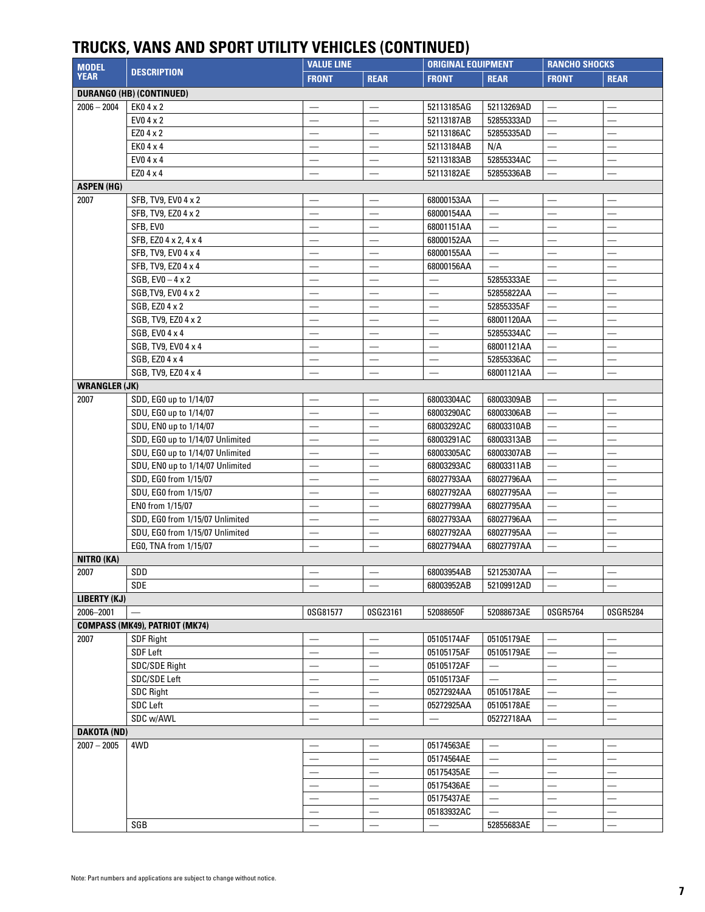## TRUCKS, VANS AND SPORT UTILITY VEHICLES (CONTINUED)

| MODEL YEAR | DESCRIPTION | VALUE LINE | | ORIGINAL EQUIPMENT | | RANCHO SHOCKS | |
|---|---|---|---|---|---|---|---|
| | | FRONT | REAR | FRONT | REAR | FRONT | REAR |
| **DURANGO (HB) (CONTINUED)** | | | | | | | |
| 2006 – 2004 | EK0 4 x 2 | — | — | 52113185AG | 52113269AD | — | — |
| | EV0 4 x 2 | — | — | 52113187AB | 52855333AD | — | — |
| | EZ0 4 x 2 | — | — | 52113186AC | 52855335AD | — | — |
| | EK0 4 x 4 | — | — | 52113184AB | N/A | — | — |
| | EV0 4 x 4 | — | — | 52113183AB | 52855334AC | — | — |
| | EZ0 4 x 4 | — | — | 52113182AE | 52855336AB | — | — |
| **ASPEN (HG)** | | | | | | | |
| 2007 | SFB, TV9, EV0 4 x 2 | — | — | 68000153AA | — | — | — |
| | SFB, TV9, EZ0 4 x 2 | — | — | 68000154AA | — | — | — |
| | SFB, EV0 | — | — | 68001151AA | — | — | — |
| | SFB, EZ0 4 x 2, 4 x 4 | — | — | 68000152AA | — | — | — |
| | SFB, TV9, EV0 4 x 4 | — | — | 68000155AA | — | — | — |
| | SFB, TV9, EZ0 4 x 4 | — | — | 68000156AA | — | — | — |
| | SGB, EV0 – 4 x 2 | — | — | — | 52855333AE | — | — |
| | SGB,TV9, EV0 4 x 2 | — | — | — | 52855822AA | — | — |
| | SGB, EZ0 4 x 2 | — | — | — | 52855335AF | — | — |
| | SGB, TV9, EZ0 4 x 2 | — | — | — | 68001120AA | — | — |
| | SGB, EV0 4 x 4 | — | — | — | 52855334AC | — | — |
| | SGB, TV9, EV0 4 x 4 | — | — | — | 68001121AA | — | — |
| | SGB, EZ0 4 x 4 | — | — | — | 52855336AC | — | — |
| | SGB, TV9, EZ0 4 x 4 | — | — | — | 68001121AA | — | — |
| **WRANGLER (JK)** | | | | | | | |
| 2007 | SDD, EG0 up to 1/14/07 | — | — | 68003304AC | 68003309AB | — | — |
| | SDU, EG0 up to 1/14/07 | — | — | 68003290AC | 68003306AB | — | — |
| | SDU, EN0 up to 1/14/07 | — | — | 68003292AC | 68003310AB | — | — |
| | SDD, EG0 up to 1/14/07 Unlimited | — | — | 68003291AC | 68003313AB | — | — |
| | SDU, EG0 up to 1/14/07 Unlimited | — | — | 68003305AC | 68003307AB | — | — |
| | SDU, EN0 up to 1/14/07 Unlimited | — | — | 68003293AC | 68003311AB | — | — |
| | SDD, EG0 from 1/15/07 | — | — | 68027793AA | 68027796AA | — | — |
| | SDU, EG0 from 1/15/07 | — | — | 68027792AA | 68027795AA | — | — |
| | EN0 from 1/15/07 | — | — | 68027799AA | 68027795AA | — | — |
| | SDD, EG0 from 1/15/07 Unlimited | — | — | 68027793AA | 68027796AA | — | — |
| | SDU, EG0 from 1/15/07 Unlimited | — | — | 68027792AA | 68027795AA | — | — |
| | EG0, TNA from 1/15/07 | — | — | 68027794AA | 68027797AA | — | — |
| **NITRO (KA)** | | | | | | | |
| 2007 | SDD | — | — | 68003954AB | 52125307AA | — | — |
| | SDE | — | — | 68003952AB | 52109912AD | — | — |
| **LIBERTY (KJ)** | | | | | | | |
| 2006–2001 | — | 0SG81577 | 0SG23161 | 52088650F | 52088673AE | 0SGR5764 | 0SGR5284 |
| **COMPASS (MK49), PATRIOT (MK74)** | | | | | | | |
| 2007 | SDF Right | — | — | 05105174AF | 05105179AE | — | — |
| | SDF Left | — | — | 05105175AF | 05105179AE | — | — |
| | SDC/SDE Right | — | — | 05105172AF | — | — | — |
| | SDC/SDE Left | — | — | 05105173AF | — | — | — |
| | SDC Right | — | — | 05272924AA | 05105178AE | — | — |
| | SDC Left | — | — | 05272925AA | 05105178AE | — | — |
| | SDC w/AWL | — | — | — | 05272718AA | — | — |
| **DAKOTA (ND)** | | | | | | | |
| 2007 – 2005 | 4WD | — | — | 05174563AE | — | — | — |
| | | — | — | 05174564AE | — | — | — |
| | | — | — | 05175435AE | — | — | — |
| | | — | — | 05175436AE | — | — | — |
| | | — | — | 05175437AE | — | — | — |
| | | — | — | 05183932AC | — | — | — |
| | SGB | — | — | — | 52855683AE | — | — |

Note: Part numbers and applications are subject to change without notice.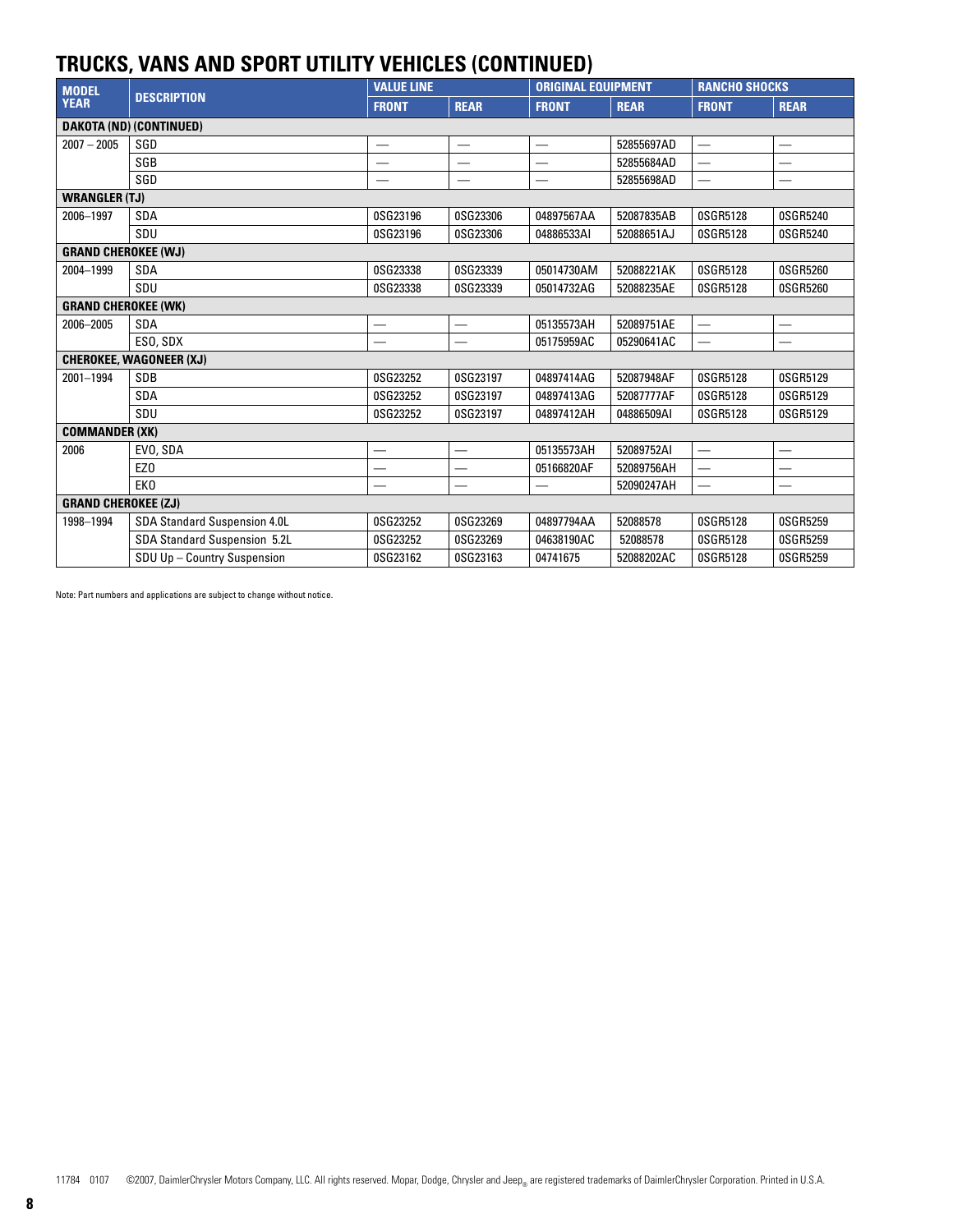## TRUCKS, VANS AND SPORT UTILITY VEHICLES (CONTINUED)

| MODEL YEAR | DESCRIPTION | VALUE LINE | | ORIGINAL EQUIPMENT | | RANCHO SHOCKS | |
|---|---|---|---|---|---|---|---|
| | | FRONT | REAR | FRONT | REAR | FRONT | REAR |
| **DAKOTA (ND) (CONTINUED)** | | | | | | | |
| 2007 – 2005 | SGD | — | — | — | 52855697AD | — | — |
| | SGB | — | — | — | 52855684AD | — | — |
| | SGD | — | — | — | 52855698AD | — | — |
| **WRANGLER (TJ)** | | | | | | | |
| 2006–1997 | SDA | 0SG23196 | 0SG23306 | 04897567AA | 52087835AB | 0SGR5128 | 0SGR5240 |
| | SDU | 0SG23196 | 0SG23306 | 04886533AI | 52088651AJ | 0SGR5128 | 0SGR5240 |
| **GRAND CHEROKEE (WJ)** | | | | | | | |
| 2004–1999 | SDA | 0SG23338 | 0SG23339 | 05014730AM | 52088221AK | 0SGR5128 | 0SGR5260 |
| | SDU | 0SG23338 | 0SG23339 | 05014732AG | 52088235AE | 0SGR5128 | 0SGR5260 |
| **GRAND CHEROKEE (WK)** | | | | | | | |
| 2006–2005 | SDA | — | — | 05135573AH | 52089751AE | — | — |
| | ESO, SDX | — | — | 05175959AC | 05290641AC | — | — |
| **CHEROKEE, WAGONEER (XJ)** | | | | | | | |
| 2001–1994 | SDB | 0SG23252 | 0SG23197 | 04897414AG | 52087948AF | 0SGR5128 | 0SGR5129 |
| | SDA | 0SG23252 | 0SG23197 | 04897413AG | 52087777AF | 0SGR5128 | 0SGR5129 |
| | SDU | 0SG23252 | 0SG23197 | 04897412AH | 04886509AI | 0SGR5128 | 0SGR5129 |
| **COMMANDER (XK)** | | | | | | | |
| 2006 | EVO, SDA | — | — | 05135573AH | 52089752AI | — | — |
| | EZO | — | — | 05166820AF | 52089756AH | — | — |
| | EKO | — | — | — | 52090247AH | — | — |
| **GRAND CHEROKEE (ZJ)** | | | | | | | |
| 1998–1994 | SDA Standard Suspension 4.0L | 0SG23252 | 0SG23269 | 04897794AA | 52088578 | 0SGR5128 | 0SGR5259 |
| | SDA Standard Suspension 5.2L | 0SG23252 | 0SG23269 | 04638190AC | 52088578 | 0SGR5128 | 0SGR5259 |
| | SDU Up – Country Suspension | 0SG23162 | 0SG23163 | 04741675 | 52088202AC | 0SGR5128 | 0SGR5259 |

Note: Part numbers and applications are subject to change without notice.

11784 0107 ©2007, DaimlerChrysler Motors Company, LLC. All rights reserved. Mopar, Dodge, Chrysler and Jeep® are registered trademarks of DaimlerChrysler Corporation. Printed in U.S.A.